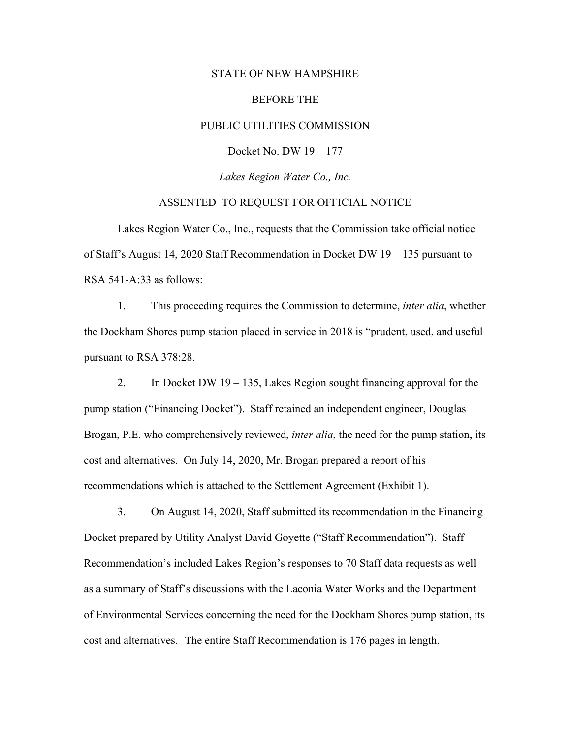STATE OF NEW HAMPSHIRE

BEFORE THE

PUBLIC UTILITIES COMMISSION

Docket No. DW 19 – 177

*Lakes Region Water Co., Inc.*

ASSENTED–TO REQUEST FOR OFFICIAL NOTICE

Lakes Region Water Co., Inc., requests that the Commission take official notice of Staff's August 14, 2020 Staff Recommendation in Docket DW 19 – 135 pursuant to RSA 541-A:33 as follows:

1. This proceeding requires the Commission to determine, *inter alia*, whether the Dockham Shores pump station placed in service in 2018 is "prudent, used, and useful pursuant to RSA 378:28.

2. In Docket DW 19 – 135, Lakes Region sought financing approval for the pump station ("Financing Docket"). Staff retained an independent engineer, Douglas Brogan, P.E. who comprehensively reviewed, *inter alia*, the need for the pump station, its cost and alternatives. On July 14, 2020, Mr. Brogan prepared a report of his recommendations which is attached to the Settlement Agreement (Exhibit 1).

3. On August 14, 2020, Staff submitted its recommendation in the Financing Docket prepared by Utility Analyst David Goyette ("Staff Recommendation"). Staff Recommendation's included Lakes Region's responses to 70 Staff data requests as well as a summary of Staff's discussions with the Laconia Water Works and the Department of Environmental Services concerning the need for the Dockham Shores pump station, its cost and alternatives. The entire Staff Recommendation is 176 pages in length.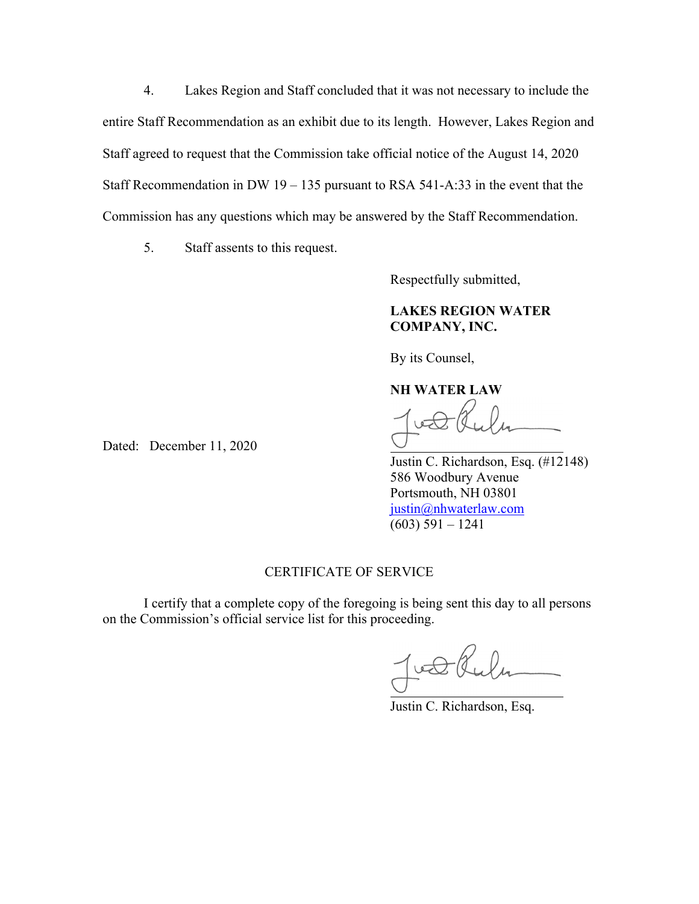4. Lakes Region and Staff concluded that it was not necessary to include the entire Staff Recommendation as an exhibit due to its length. However, Lakes Region and Staff agreed to request that the Commission take official notice of the August 14, 2020 Staff Recommendation in DW 19 – 135 pursuant to RSA 541-A:33 in the event that the Commission has any questions which may be answered by the Staff Recommendation.

5. Staff assents to this request.

Respectfully submitted,

**LAKES REGION WATER COMPANY, INC.**

By its Counsel,

**NH WATER LAW**

Dated: December 11, 2020

Justin C. Richardson, Esq. (#12148)
586 Woodbury Avenue
Portsmouth, NH 03801
justin@nhwaterlaw.com
(603) 591 – 1241

CERTIFICATE OF SERVICE

I certify that a complete copy of the foregoing is being sent this day to all persons on the Commission's official service list for this proceeding.

Justin C. Richardson, Esq.